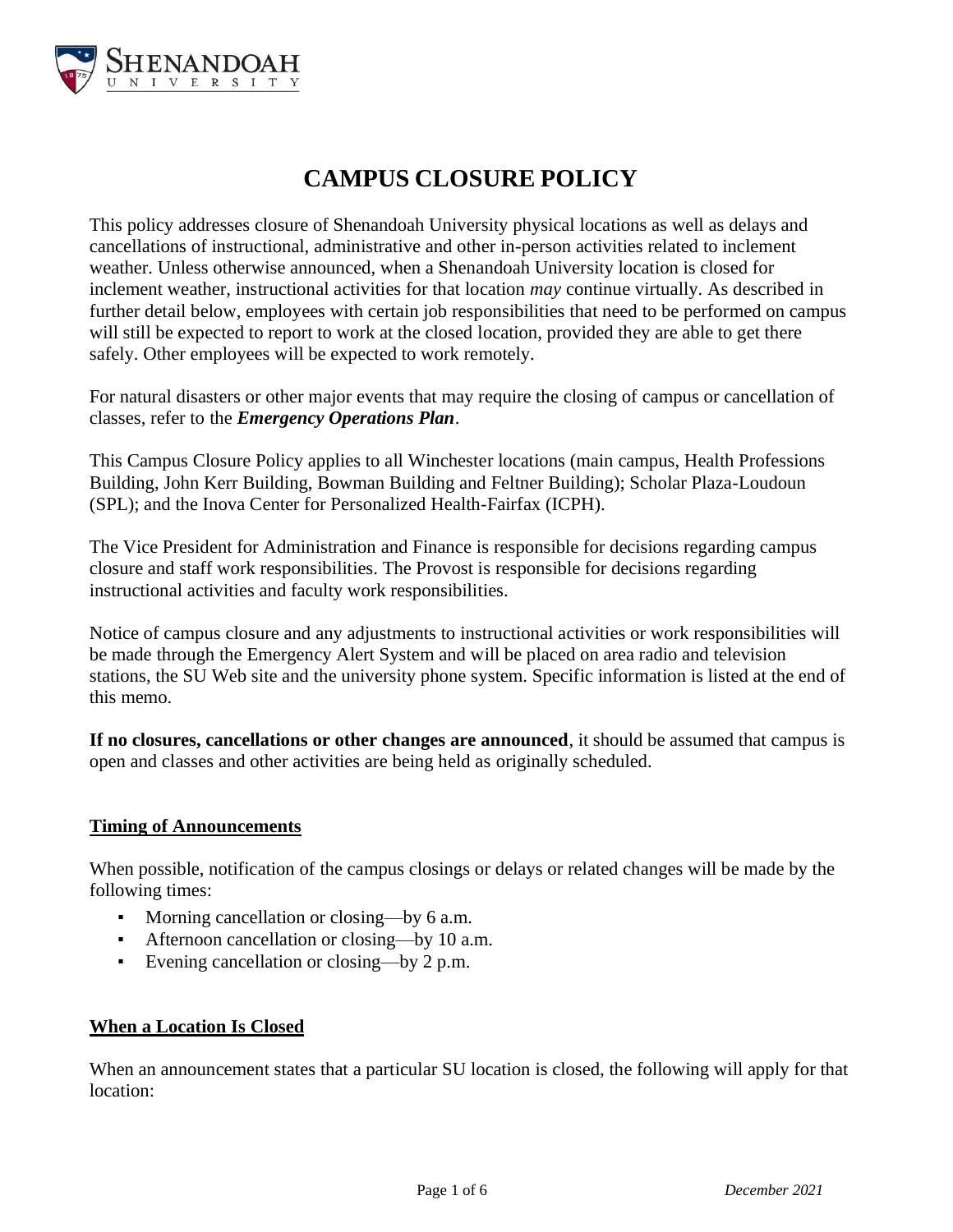# CAMPUS CLOSURE POLICY

This policy addresses closure of Shenandoah University physical locations as well as delays and cancellations of instructional, administrative and other in-person activities related to inclement weather. Unless otherwise announced, when a Shenandoah University location is closed for inclement weather, instructional activities for that location *may* continue virtually. As described in further detail below, employees with certain job responsibilities that need to be performed on campus will still be expected to report to work at the closed location, provided they are able to get there safely. Other employees will be expected to work remotely.

For natural disasters or other major events that may require the closing of campus or cancellation of classes, refer to the ***Emergency Operations Plan***.

This Campus Closure Policy applies to all Winchester locations (main campus, Health Professions Building, John Kerr Building, Bowman Building and Feltner Building); Scholar Plaza-Loudoun (SPL); and the Inova Center for Personalized Health-Fairfax (ICPH).

The Vice President for Administration and Finance is responsible for decisions regarding campus closure and staff work responsibilities. The Provost is responsible for decisions regarding instructional activities and faculty work responsibilities.

Notice of campus closure and any adjustments to instructional activities or work responsibilities will be made through the Emergency Alert System and will be placed on area radio and television stations, the SU Web site and the university phone system. Specific information is listed at the end of this memo.

**If no closures, cancellations or other changes are announced**, it should be assumed that campus is open and classes and other activities are being held as originally scheduled.

## Timing of Announcements

When possible, notification of the campus closings or delays or related changes will be made by the following times:

- Morning cancellation or closing—by 6 a.m.
- Afternoon cancellation or closing—by 10 a.m.
- Evening cancellation or closing—by 2 p.m.

## When a Location Is Closed

When an announcement states that a particular SU location is closed, the following will apply for that location: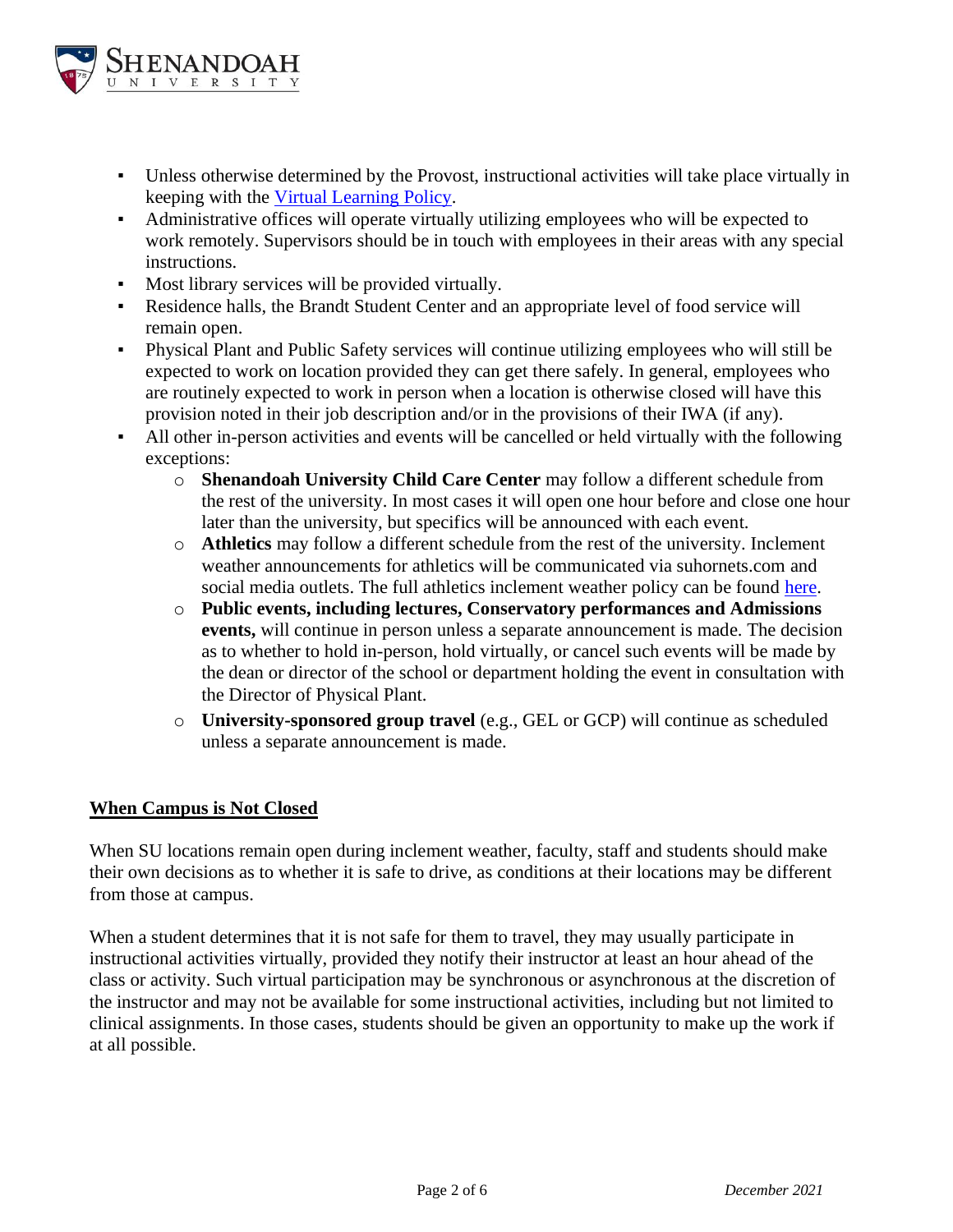- Unless otherwise determined by the Provost, instructional activities will take place virtually in keeping with the Virtual Learning Policy.
- Administrative offices will operate virtually utilizing employees who will be expected to work remotely. Supervisors should be in touch with employees in their areas with any special instructions.
- Most library services will be provided virtually.
- Residence halls, the Brandt Student Center and an appropriate level of food service will remain open.
- Physical Plant and Public Safety services will continue utilizing employees who will still be expected to work on location provided they can get there safely. In general, employees who are routinely expected to work in person when a location is otherwise closed will have this provision noted in their job description and/or in the provisions of their IWA (if any).
- All other in-person activities and events will be cancelled or held virtually with the following exceptions:
  - **Shenandoah University Child Care Center** may follow a different schedule from the rest of the university. In most cases it will open one hour before and close one hour later than the university, but specifics will be announced with each event.
  - **Athletics** may follow a different schedule from the rest of the university. Inclement weather announcements for athletics will be communicated via suhornets.com and social media outlets. The full athletics inclement weather policy can be found here.
  - **Public events, including lectures, Conservatory performances and Admissions events,** will continue in person unless a separate announcement is made. The decision as to whether to hold in-person, hold virtually, or cancel such events will be made by the dean or director of the school or department holding the event in consultation with the Director of Physical Plant.
  - **University-sponsored group travel** (e.g., GEL or GCP) will continue as scheduled unless a separate announcement is made.

## When Campus is Not Closed

When SU locations remain open during inclement weather, faculty, staff and students should make their own decisions as to whether it is safe to drive, as conditions at their locations may be different from those at campus.

When a student determines that it is not safe for them to travel, they may usually participate in instructional activities virtually, provided they notify their instructor at least an hour ahead of the class or activity. Such virtual participation may be synchronous or asynchronous at the discretion of the instructor and may not be available for some instructional activities, including but not limited to clinical assignments. In those cases, students should be given an opportunity to make up the work if at all possible.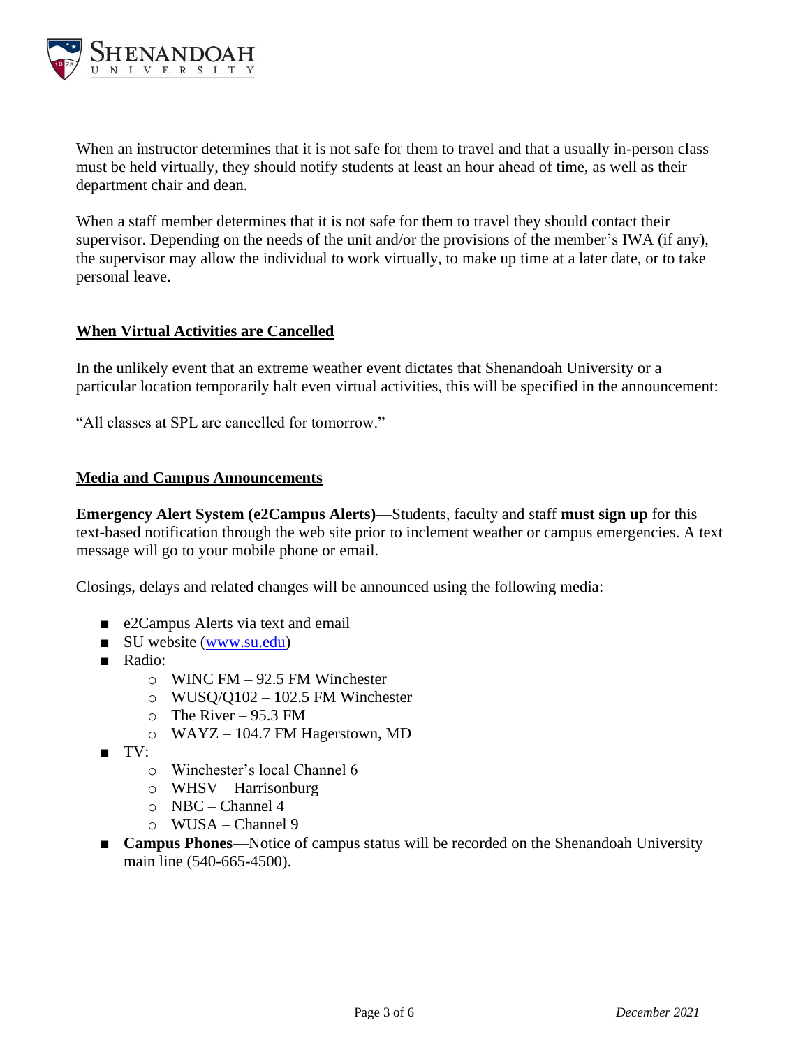When an instructor determines that it is not safe for them to travel and that a usually in-person class must be held virtually, they should notify students at least an hour ahead of time, as well as their department chair and dean.

When a staff member determines that it is not safe for them to travel they should contact their supervisor. Depending on the needs of the unit and/or the provisions of the member's IWA (if any), the supervisor may allow the individual to work virtually, to make up time at a later date, or to take personal leave.

## When Virtual Activities are Cancelled

In the unlikely event that an extreme weather event dictates that Shenandoah University or a particular location temporarily halt even virtual activities, this will be specified in the announcement:

"All classes at SPL are cancelled for tomorrow."

## Media and Campus Announcements

**Emergency Alert System (e2Campus Alerts)**—Students, faculty and staff **must sign up** for this text-based notification through the web site prior to inclement weather or campus emergencies. A text message will go to your mobile phone or email.

Closings, delays and related changes will be announced using the following media:

- e2Campus Alerts via text and email
- SU website ([www.su.edu](http://www.su.edu))
- Radio:
  - WINC FM – 92.5 FM Winchester
  - WUSQ/Q102 – 102.5 FM Winchester
  - The River – 95.3 FM
  - WAYZ – 104.7 FM Hagerstown, MD
- TV:
  - Winchester's local Channel 6
  - WHSV – Harrisonburg
  - NBC – Channel 4
  - WUSA – Channel 9
- **Campus Phones**—Notice of campus status will be recorded on the Shenandoah University main line (540-665-4500).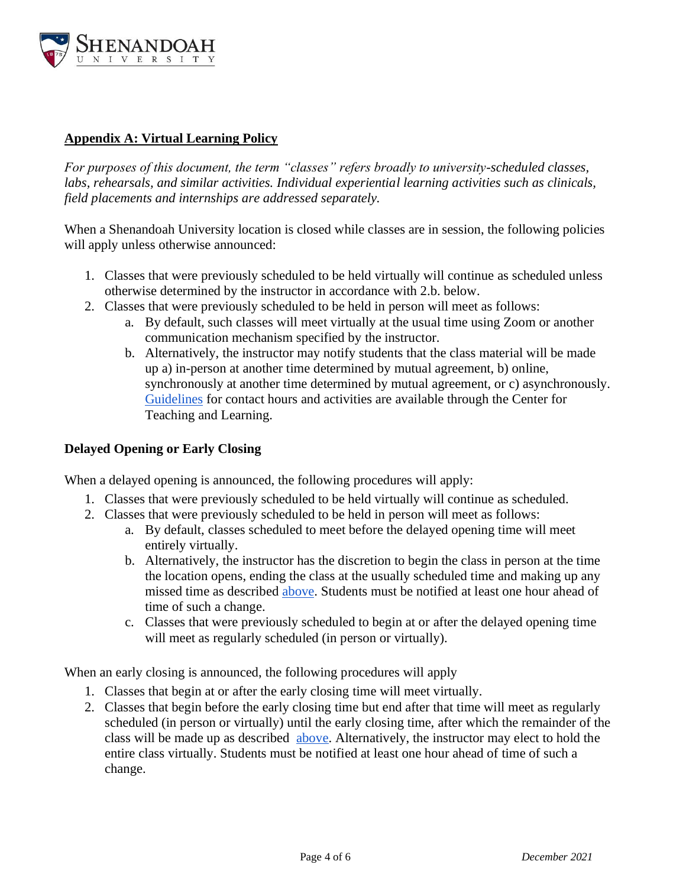## Appendix A: Virtual Learning Policy

*For purposes of this document, the term "classes" refers broadly to university-scheduled classes, labs, rehearsals, and similar activities. Individual experiential learning activities such as clinicals, field placements and internships are addressed separately.*

When a Shenandoah University location is closed while classes are in session, the following policies will apply unless otherwise announced:

1. Classes that were previously scheduled to be held virtually will continue as scheduled unless otherwise determined by the instructor in accordance with 2.b. below.
2. Classes that were previously scheduled to be held in person will meet as follows:
   a. By default, such classes will meet virtually at the usual time using Zoom or another communication mechanism specified by the instructor.
   b. Alternatively, the instructor may notify students that the class material will be made up a) in-person at another time determined by mutual agreement, b) online, synchronously at another time determined by mutual agreement, or c) asynchronously. Guidelines for contact hours and activities are available through the Center for Teaching and Learning.

### Delayed Opening or Early Closing

When a delayed opening is announced, the following procedures will apply:

1. Classes that were previously scheduled to be held virtually will continue as scheduled.
2. Classes that were previously scheduled to be held in person will meet as follows:
   a. By default, classes scheduled to meet before the delayed opening time will meet entirely virtually.
   b. Alternatively, the instructor has the discretion to begin the class in person at the time the location opens, ending the class at the usually scheduled time and making up any missed time as described above. Students must be notified at least one hour ahead of time of such a change.
   c. Classes that were previously scheduled to begin at or after the delayed opening time will meet as regularly scheduled (in person or virtually).

When an early closing is announced, the following procedures will apply

1. Classes that begin at or after the early closing time will meet virtually.
2. Classes that begin before the early closing time but end after that time will meet as regularly scheduled (in person or virtually) until the early closing time, after which the remainder of the class will be made up as described above. Alternatively, the instructor may elect to hold the entire class virtually. Students must be notified at least one hour ahead of time of such a change.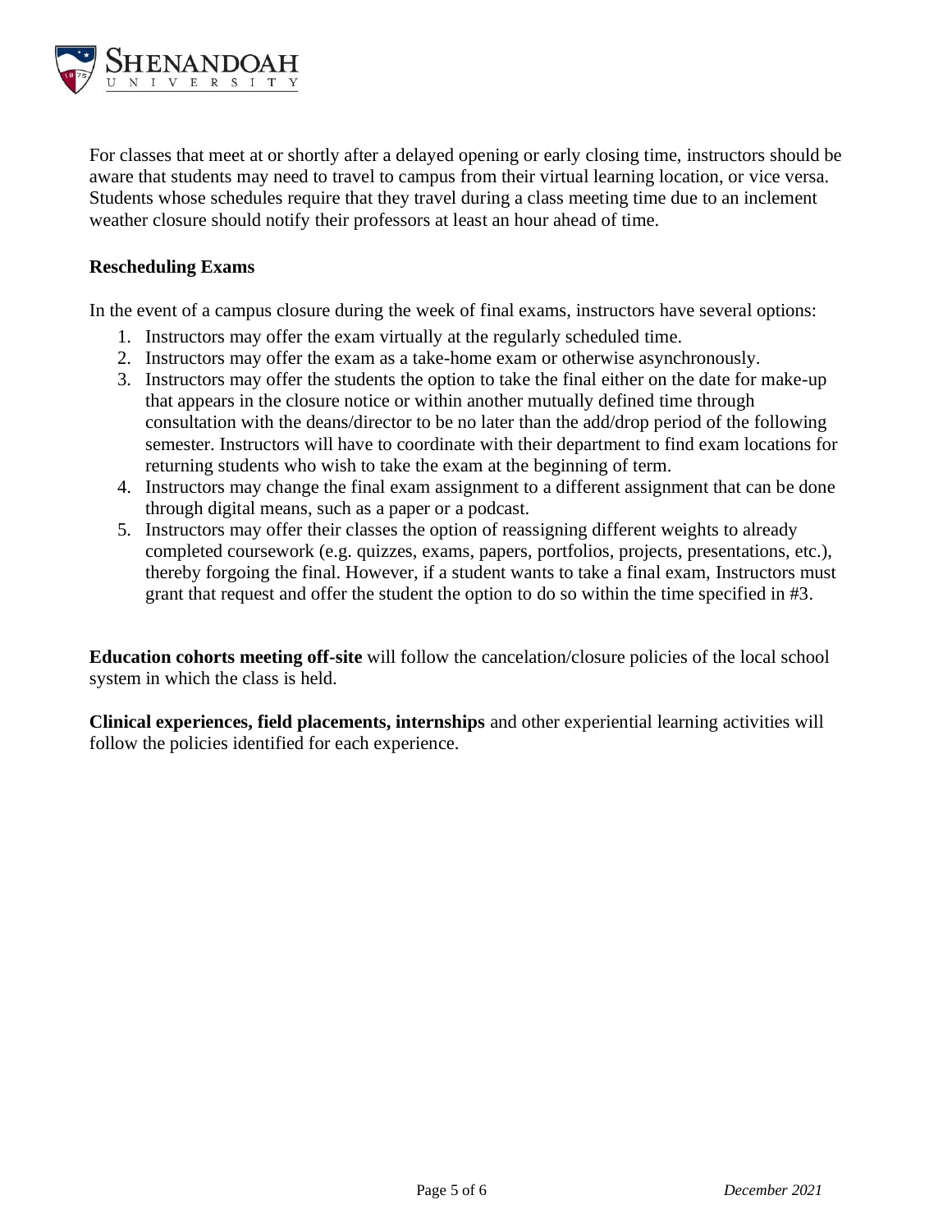For classes that meet at or shortly after a delayed opening or early closing time, instructors should be aware that students may need to travel to campus from their virtual learning location, or vice versa. Students whose schedules require that they travel during a class meeting time due to an inclement weather closure should notify their professors at least an hour ahead of time.

**Rescheduling Exams**

In the event of a campus closure during the week of final exams, instructors have several options:

1. Instructors may offer the exam virtually at the regularly scheduled time.
2. Instructors may offer the exam as a take-home exam or otherwise asynchronously.
3. Instructors may offer the students the option to take the final either on the date for make-up that appears in the closure notice or within another mutually defined time through consultation with the deans/director to be no later than the add/drop period of the following semester. Instructors will have to coordinate with their department to find exam locations for returning students who wish to take the exam at the beginning of term.
4. Instructors may change the final exam assignment to a different assignment that can be done through digital means, such as a paper or a podcast.
5. Instructors may offer their classes the option of reassigning different weights to already completed coursework (e.g. quizzes, exams, papers, portfolios, projects, presentations, etc.), thereby forgoing the final. However, if a student wants to take a final exam, Instructors must grant that request and offer the student the option to do so within the time specified in #3.

**Education cohorts meeting off-site** will follow the cancelation/closure policies of the local school system in which the class is held.

**Clinical experiences, field placements, internships** and other experiential learning activities will follow the policies identified for each experience.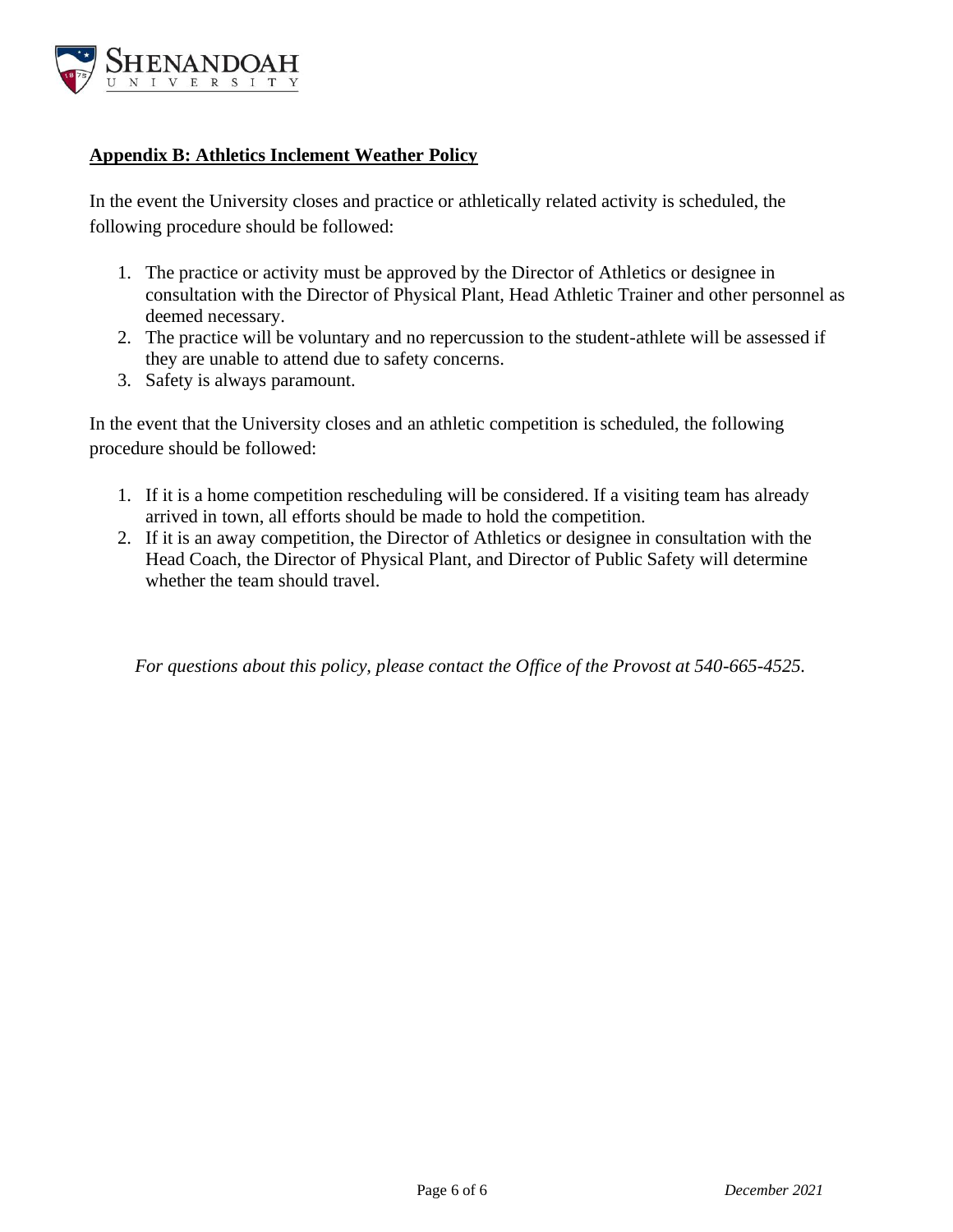## Appendix B: Athletics Inclement Weather Policy

In the event the University closes and practice or athletically related activity is scheduled, the following procedure should be followed:

1. The practice or activity must be approved by the Director of Athletics or designee in consultation with the Director of Physical Plant, Head Athletic Trainer and other personnel as deemed necessary.
2. The practice will be voluntary and no repercussion to the student-athlete will be assessed if they are unable to attend due to safety concerns.
3. Safety is always paramount.

In the event that the University closes and an athletic competition is scheduled, the following procedure should be followed:

1. If it is a home competition rescheduling will be considered. If a visiting team has already arrived in town, all efforts should be made to hold the competition.
2. If it is an away competition, the Director of Athletics or designee in consultation with the Head Coach, the Director of Physical Plant, and Director of Public Safety will determine whether the team should travel.

*For questions about this policy, please contact the Office of the Provost at 540-665-4525.*

*December 2021*